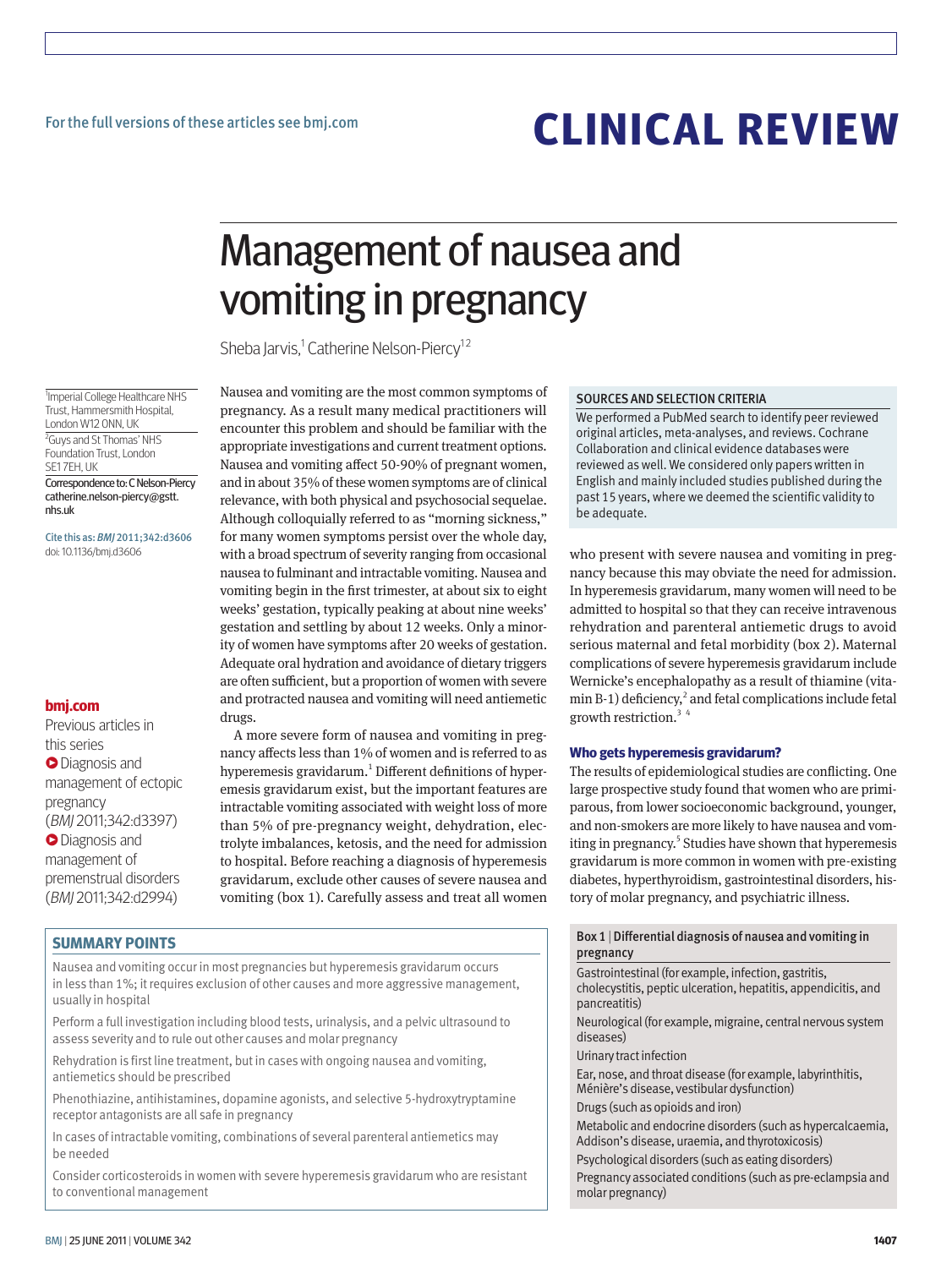For the full versions of these articles see bmj.com

# CLINICAL REVIEW

# Management of nausea and vomiting in pregnancy

Sheba Jarvis,[1] Catherine Nelson-Piercy[1,2]

[1]Imperial College Healthcare NHS Trust, Hammersmith Hospital, London W12 0NN, UK
[2]Guys and St Thomas' NHS Foundation Trust, London SE1 7EH, UK

Correspondence to: C Nelson-Piercy catherine.nelson-piercy@gstt.nhs.uk

Cite this as: *BMJ* 2011;342:d3606
doi: 10.1136/bmj.d3606

**bmj.com**

Previous articles in this series

- Diagnosis and management of ectopic pregnancy (*BMJ* 2011;342:d3397)
- Diagnosis and management of premenstrual disorders (*BMJ* 2011;342:d2994)

Nausea and vomiting are the most common symptoms of pregnancy. As a result many medical practitioners will encounter this problem and should be familiar with the appropriate investigations and current treatment options. Nausea and vomiting affect 50-90% of pregnant women, and in about 35% of these women symptoms are of clinical relevance, with both physical and psychosocial sequelae. Although colloquially referred to as "morning sickness," for many women symptoms persist over the whole day, with a broad spectrum of severity ranging from occasional nausea to fulminant and intractable vomiting. Nausea and vomiting begin in the first trimester, at about six to eight weeks' gestation, typically peaking at about nine weeks' gestation and settling by about 12 weeks. Only a minority of women have symptoms after 20 weeks of gestation. Adequate oral hydration and avoidance of dietary triggers are often sufficient, but a proportion of women with severe and protracted nausea and vomiting will need antiemetic drugs.

A more severe form of nausea and vomiting in pregnancy affects less than 1% of women and is referred to as hyperemesis gravidarum.[1] Different definitions of hyperemesis gravidarum exist, but the important features are intractable vomiting associated with weight loss of more than 5% of pre-pregnancy weight, dehydration, electrolyte imbalances, ketosis, and the need for admission to hospital. Before reaching a diagnosis of hyperemesis gravidarum, exclude other causes of severe nausea and vomiting (box 1). Carefully assess and treat all women who present with severe nausea and vomiting in pregnancy because this may obviate the need for admission. In hyperemesis gravidarum, many women will need to be admitted to hospital so that they can receive intravenous rehydration and parenteral antiemetic drugs to avoid serious maternal and fetal morbidity (box 2). Maternal complications of severe hyperemesis gravidarum include Wernicke's encephalopathy as a result of thiamine (vitamin B-1) deficiency,[2] and fetal complications include fetal growth restriction.[3 4]

### SOURCES AND SELECTION CRITERIA

We performed a PubMed search to identify peer reviewed original articles, meta-analyses, and reviews. Cochrane Collaboration and clinical evidence databases were reviewed as well. We considered only papers written in English and mainly included studies published during the past 15 years, where we deemed the scientific validity to be adequate.

### Who gets hyperemesis gravidarum?

The results of epidemiological studies are conflicting. One large prospective study found that women who are primiparous, from lower socioeconomic background, younger, and non-smokers are more likely to have nausea and vomiting in pregnancy.[5] Studies have shown that hyperemesis gravidarum is more common in women with pre-existing diabetes, hyperthyroidism, gastrointestinal disorders, history of molar pregnancy, and psychiatric illness.

### SUMMARY POINTS

- Nausea and vomiting occur in most pregnancies but hyperemesis gravidarum occurs in less than 1%; it requires exclusion of other causes and more aggressive management, usually in hospital
- Perform a full investigation including blood tests, urinalysis, and a pelvic ultrasound to assess severity and to rule out other causes and molar pregnancy
- Rehydration is first line treatment, but in cases with ongoing nausea and vomiting, antiemetics should be prescribed
- Phenothiazine, antihistamines, dopamine agonists, and selective 5-hydroxytryptamine receptor antagonists are all safe in pregnancy
- In cases of intractable vomiting, combinations of several parenteral antiemetics may be needed
- Consider corticosteroids in women with severe hyperemesis gravidarum who are resistant to conventional management

**Box 1 | Differential diagnosis of nausea and vomiting in pregnancy**

- Gastrointestinal (for example, infection, gastritis, cholecystitis, peptic ulceration, hepatitis, appendicitis, and pancreatitis)
- Neurological (for example, migraine, central nervous system diseases)
- Urinary tract infection
- Ear, nose, and throat disease (for example, labyrinthitis, Ménière's disease, vestibular dysfunction)
- Drugs (such as opioids and iron)
- Metabolic and endocrine disorders (such as hypercalcaemia, Addison's disease, uraemia, and thyrotoxicosis)
- Psychological disorders (such as eating disorders)
- Pregnancy associated conditions (such as pre-eclampsia and molar pregnancy)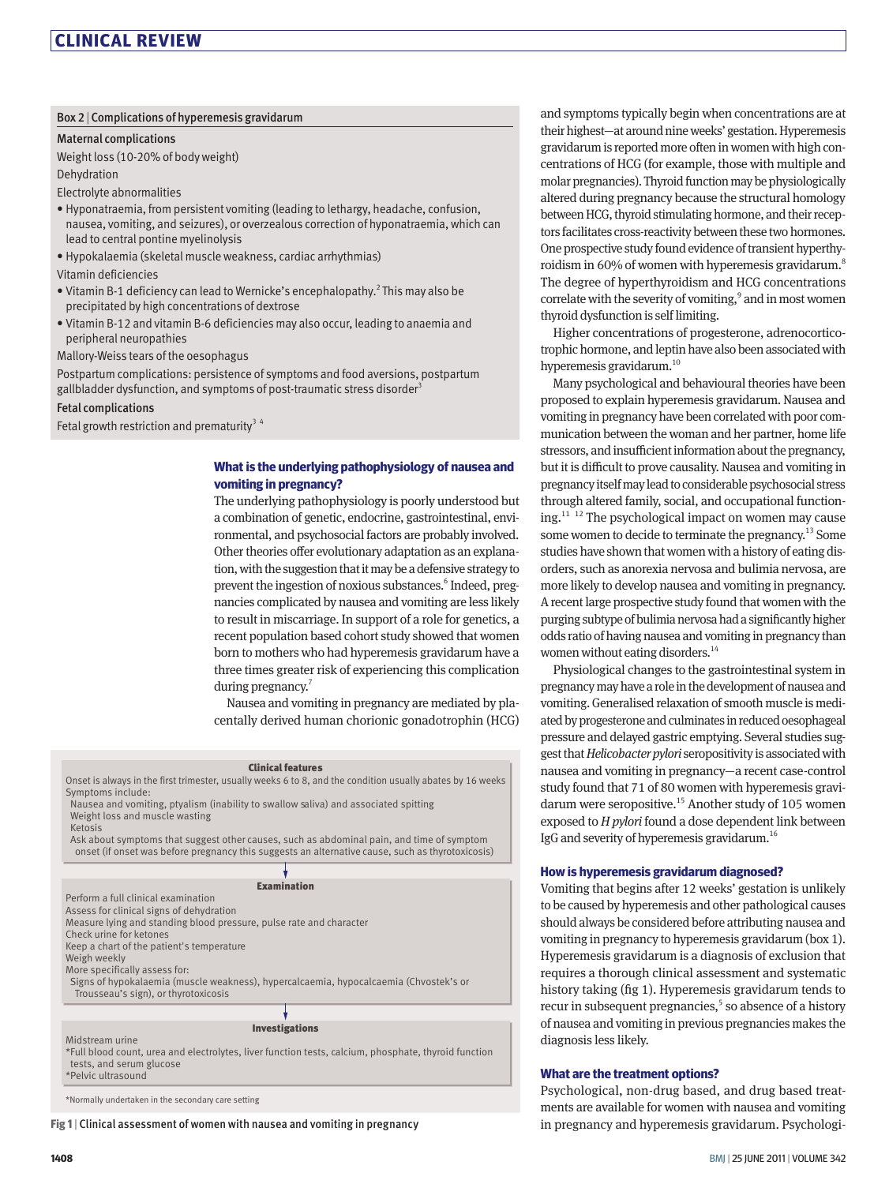### Box 2 | Complications of hyperemesis gravidarum

**Maternal complications**

Weight loss (10-20% of body weight)

Dehydration

Electrolyte abnormalities

- Hyponatraemia, from persistent vomiting (leading to lethargy, headache, confusion, nausea, vomiting, and seizures), or overzealous correction of hyponatraemia, which can lead to central pontine myelinolysis
- Hypokalaemia (skeletal muscle weakness, cardiac arrhythmias)

Vitamin deficiencies

- Vitamin B-1 deficiency can lead to Wernicke's encephalopathy.[2] This may also be precipitated by high concentrations of dextrose
- Vitamin B-12 and vitamin B-6 deficiencies may also occur, leading to anaemia and peripheral neuropathies

Mallory-Weiss tears of the oesophagus

Postpartum complications: persistence of symptoms and food aversions, postpartum gallbladder dysfunction, and symptoms of post-traumatic stress disorder[3]

**Fetal complications**

Fetal growth restriction and prematurity[3 4]

## What is the underlying pathophysiology of nausea and vomiting in pregnancy?

The underlying pathophysiology is poorly understood but a combination of genetic, endocrine, gastrointestinal, environmental, and psychosocial factors are probably involved. Other theories offer evolutionary adaptation as an explanation, with the suggestion that it may be a defensive strategy to prevent the ingestion of noxious substances.[6] Indeed, pregnancies complicated by nausea and vomiting are less likely to result in miscarriage. In support of a role for genetics, a recent population based cohort study showed that women born to mothers who had hyperemesis gravidarum have a three times greater risk of experiencing this complication during pregnancy.[7]

Nausea and vomiting in pregnancy are mediated by placentally derived human chorionic gonadotrophin (HCG) and symptoms typically begin when concentrations are at their highest—at around nine weeks' gestation. Hyperemesis gravidarum is reported more often in women with high concentrations of HCG (for example, those with multiple and molar pregnancies). Thyroid function may be physiologically altered during pregnancy because the structural homology between HCG, thyroid stimulating hormone, and their receptors facilitates cross-reactivity between these two hormones. One prospective study found evidence of transient hyperthyroidism in 60% of women with hyperemesis gravidarum.[8] The degree of hyperthyroidism and HCG concentrations correlate with the severity of vomiting,[9] and in most women thyroid dysfunction is self limiting.

Higher concentrations of progesterone, adrenocorticotrophic hormone, and leptin have also been associated with hyperemesis gravidarum.[10]

Many psychological and behavioural theories have been proposed to explain hyperemesis gravidarum. Nausea and vomiting in pregnancy have been correlated with poor communication between the woman and her partner, home life stressors, and insufficient information about the pregnancy, but it is difficult to prove causality. Nausea and vomiting in pregnancy itself may lead to considerable psychosocial stress through altered family, social, and occupational functioning.[11 12] The psychological impact on women may cause some women to decide to terminate the pregnancy.[13] Some studies have shown that women with a history of eating disorders, such as anorexia nervosa and bulimia nervosa, are more likely to develop nausea and vomiting in pregnancy. A recent large prospective study found that women with the purging subtype of bulimia nervosa had a significantly higher odds ratio of having nausea and vomiting in pregnancy than women without eating disorders.[14]

Physiological changes to the gastrointestinal system in pregnancy may have a role in the development of nausea and vomiting. Generalised relaxation of smooth muscle is mediated by progesterone and culminates in reduced oesophageal pressure and delayed gastric emptying. Several studies suggest that *Helicobacter pylori* seropositivity is associated with nausea and vomiting in pregnancy—a recent case-control study found that 71 of 80 women with hyperemesis gravidarum were seropositive.[15] Another study of 105 women exposed to *H pylori* found a dose dependent link between IgG and severity of hyperemesis gravidarum.[16]

**Clinical features**

Onset is always in the first trimester, usually weeks 6 to 8, and the condition usually abates by 16 weeks

Symptoms include:
- Nausea and vomiting, ptyalism (inability to swallow saliva) and associated spitting
- Weight loss and muscle wasting
- Ketosis
- Ask about symptoms that suggest other causes, such as abdominal pain, and time of symptom onset (if onset was before pregnancy this suggests an alternative cause, such as thyrotoxicosis)

↓

**Examination**

Perform a full clinical examination

Assess for clinical signs of dehydration

Measure lying and standing blood pressure, pulse rate and character

Check urine for ketones

Keep a chart of the patient's temperature

Weigh weekly

More specifically assess for:
- Signs of hypokalaemia (muscle weakness), hypercalcaemia, hypocalcaemia (Chvostek's or Trousseau's sign), or thyrotoxicosis

↓

**Investigations**

Midstream urine

*Full blood count, urea and electrolytes, liver function tests, calcium, phosphate, thyroid function tests, and serum glucose

*Pelvic ultrasound

*Normally undertaken in the secondary care setting

**Fig 1** | Clinical assessment of women with nausea and vomiting in pregnancy

## How is hyperemesis gravidarum diagnosed?

Vomiting that begins after 12 weeks' gestation is unlikely to be caused by hyperemesis and other pathological causes should always be considered before attributing nausea and vomiting in pregnancy to hyperemesis gravidarum (box 1). Hyperemesis gravidarum is a diagnosis of exclusion that requires a thorough clinical assessment and systematic history taking (fig 1). Hyperemesis gravidarum tends to recur in subsequent pregnancies,[5] so absence of a history of nausea and vomiting in previous pregnancies makes the diagnosis less likely.

## What are the treatment options?

Psychological, non-drug based, and drug based treatments are available for women with nausea and vomiting in pregnancy and hyperemesis gravidarum. Psychologi-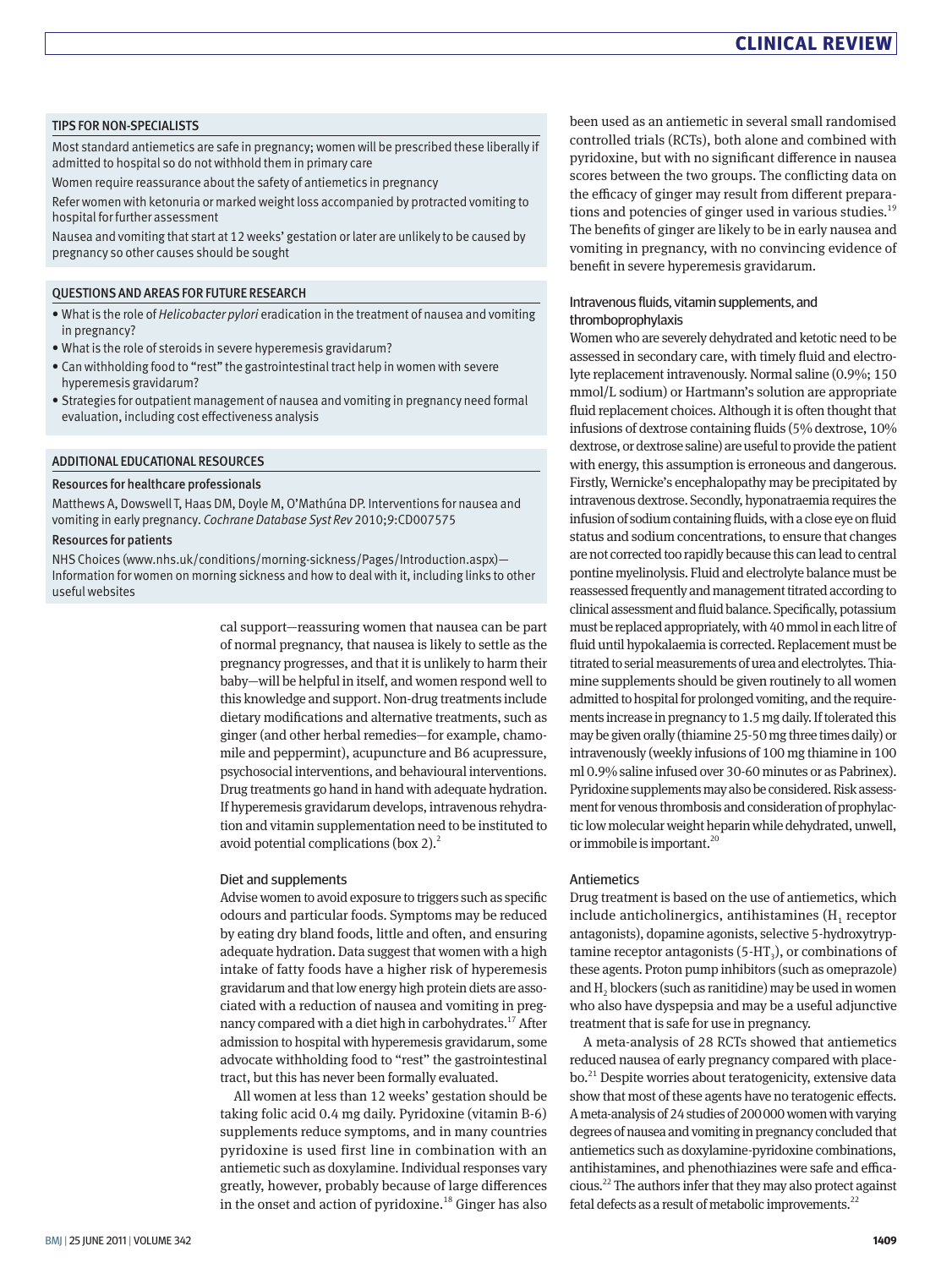### TIPS FOR NON-SPECIALISTS

Most standard antiemetics are safe in pregnancy; women will be prescribed these liberally if admitted to hospital so do not withhold them in primary care

Women require reassurance about the safety of antiemetics in pregnancy

Refer women with ketonuria or marked weight loss accompanied by protracted vomiting to hospital for further assessment

Nausea and vomiting that start at 12 weeks' gestation or later are unlikely to be caused by pregnancy so other causes should be sought

### QUESTIONS AND AREAS FOR FUTURE RESEARCH

- What is the role of *Helicobacter pylori* eradication in the treatment of nausea and vomiting in pregnancy?
- What is the role of steroids in severe hyperemesis gravidarum?
- Can withholding food to "rest" the gastrointestinal tract help in women with severe hyperemesis gravidarum?
- Strategies for outpatient management of nausea and vomiting in pregnancy need formal evaluation, including cost effectiveness analysis

### ADDITIONAL EDUCATIONAL RESOURCES

**Resources for healthcare professionals**

Matthews A, Dowswell T, Haas DM, Doyle M, O'Mathúna DP. Interventions for nausea and vomiting in early pregnancy. *Cochrane Database Syst Rev* 2010;9:CD007575

**Resources for patients**

NHS Choices (www.nhs.uk/conditions/morning-sickness/Pages/Introduction.aspx)—Information for women on morning sickness and how to deal with it, including links to other useful websites

cal support—reassuring women that nausea can be part of normal pregnancy, that nausea is likely to settle as the pregnancy progresses, and that it is unlikely to harm their baby—will be helpful in itself, and women respond well to this knowledge and support. Non-drug treatments include dietary modifications and alternative treatments, such as ginger (and other herbal remedies—for example, chamomile and peppermint), acupuncture and B6 acupressure, psychosocial interventions, and behavioural interventions. Drug treatments go hand in hand with adequate hydration. If hyperemesis gravidarum develops, intravenous rehydration and vitamin supplementation need to be instituted to avoid potential complications (box 2).[2]

## Diet and supplements

Advise women to avoid exposure to triggers such as specific odours and particular foods. Symptoms may be reduced by eating dry bland foods, little and often, and ensuring adequate hydration. Data suggest that women with a high intake of fatty foods have a higher risk of hyperemesis gravidarum and that low energy high protein diets are associated with a reduction of nausea and vomiting in pregnancy compared with a diet high in carbohydrates.[17] After admission to hospital with hyperemesis gravidarum, some advocate withholding food to "rest" the gastrointestinal tract, but this has never been formally evaluated.

All women at less than 12 weeks' gestation should be taking folic acid 0.4 mg daily. Pyridoxine (vitamin B-6) supplements reduce symptoms, and in many countries pyridoxine is used first line in combination with an antiemetic such as doxylamine. Individual responses vary greatly, however, probably because of large differences in the onset and action of pyridoxine.[18] Ginger has also been used as an antiemetic in several small randomised controlled trials (RCTs), both alone and combined with pyridoxine, but with no significant difference in nausea scores between the two groups. The conflicting data on the efficacy of ginger may result from different preparations and potencies of ginger used in various studies.[19] The benefits of ginger are likely to be in early nausea and vomiting in pregnancy, with no convincing evidence of benefit in severe hyperemesis gravidarum.

## Intravenous fluids, vitamin supplements, and thromboprophylaxis

Women who are severely dehydrated and ketotic need to be assessed in secondary care, with timely fluid and electrolyte replacement intravenously. Normal saline (0.9%; 150 mmol/L sodium) or Hartmann's solution are appropriate fluid replacement choices. Although it is often thought that infusions of dextrose containing fluids (5% dextrose, 10% dextrose, or dextrose saline) are useful to provide the patient with energy, this assumption is erroneous and dangerous. Firstly, Wernicke's encephalopathy may be precipitated by intravenous dextrose. Secondly, hyponatraemia requires the infusion of sodium containing fluids, with a close eye on fluid status and sodium concentrations, to ensure that changes are not corrected too rapidly because this can lead to central pontine myelinolysis. Fluid and electrolyte balance must be reassessed frequently and management titrated according to clinical assessment and fluid balance. Specifically, potassium must be replaced appropriately, with 40 mmol in each litre of fluid until hypokalaemia is corrected. Replacement must be titrated to serial measurements of urea and electrolytes. Thiamine supplements should be given routinely to all women admitted to hospital for prolonged vomiting, and the requirements increase in pregnancy to 1.5 mg daily. If tolerated this may be given orally (thiamine 25-50 mg three times daily) or intravenously (weekly infusions of 100 mg thiamine in 100 ml 0.9% saline infused over 30-60 minutes or as Pabrinex). Pyridoxine supplements may also be considered. Risk assessment for venous thrombosis and consideration of prophylactic low molecular weight heparin while dehydrated, unwell, or immobile is important.[20]

## Antiemetics

Drug treatment is based on the use of antiemetics, which include anticholinergics, antihistamines ($H_1$ receptor antagonists), dopamine agonists, selective 5-hydroxytryptamine receptor antagonists (5-$HT_3$), or combinations of these agents. Proton pump inhibitors (such as omeprazole) and $H_2$ blockers (such as ranitidine) may be used in women who also have dyspepsia and may be a useful adjunctive treatment that is safe for use in pregnancy.

A meta-analysis of 28 RCTs showed that antiemetics reduced nausea of early pregnancy compared with placebo.[21] Despite worries about teratogenicity, extensive data show that most of these agents have no teratogenic effects. A meta-analysis of 24 studies of 200 000 women with varying degrees of nausea and vomiting in pregnancy concluded that antiemetics such as doxylamine-pyridoxine combinations, antihistamines, and phenothiazines are safe and efficacious.[22] The authors infer that they may also protect against fetal defects as a result of metabolic improvements.[22]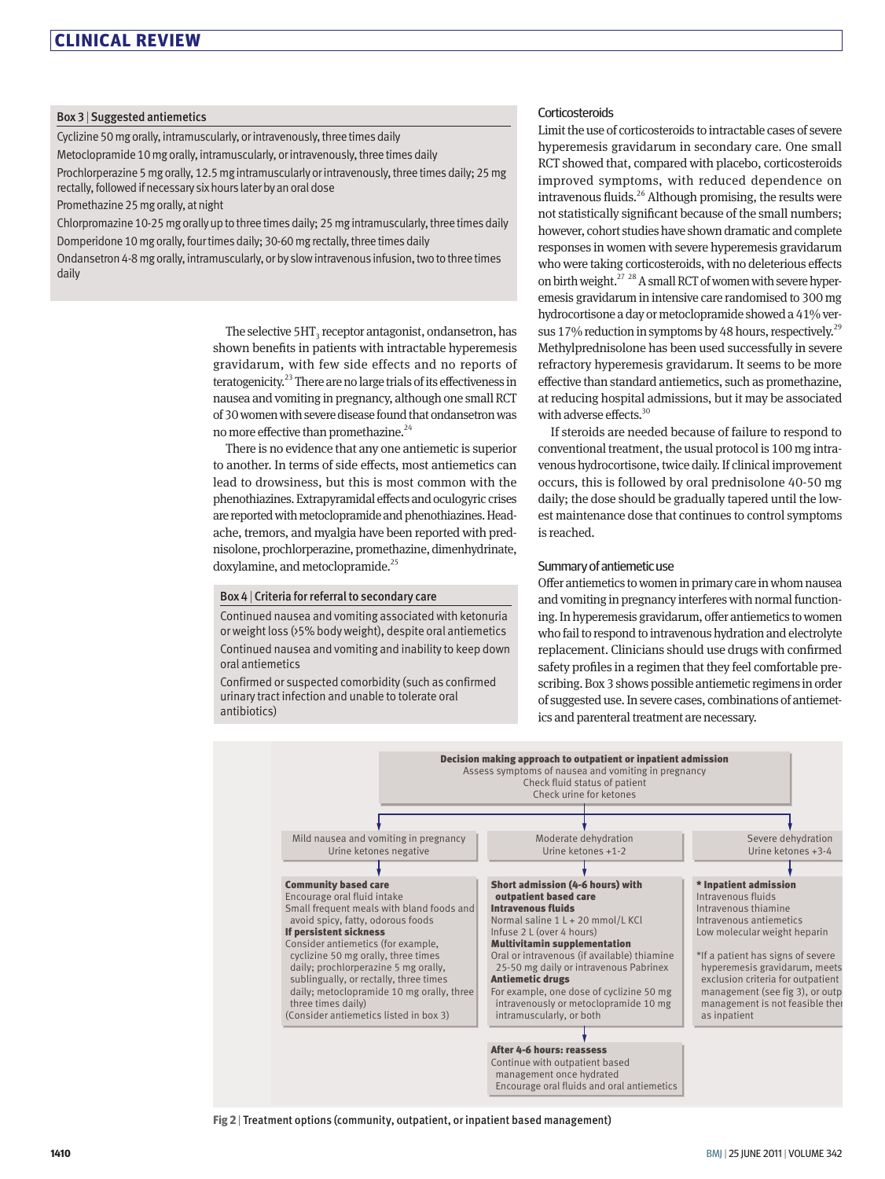**Box 3 | Suggested antiemetics**

Cyclizine 50 mg orally, intramuscularly, or intravenously, three times daily

Metoclopramide 10 mg orally, intramuscularly, or intravenously, three times daily

Prochlorperazine 5 mg orally, 12.5 mg intramuscularly or intravenously, three times daily; 25 mg rectally, followed if necessary six hours later by an oral dose

Promethazine 25 mg orally, at night

Chlorpromazine 10-25 mg orally up to three times daily; 25 mg intramuscularly, three times daily

Domperidone 10 mg orally, four times daily; 30-60 mg rectally, three times daily

Ondansetron 4-8 mg orally, intramuscularly, or by slow intravenous infusion, two to three times daily

The selective $5HT_3$ receptor antagonist, ondansetron, has shown benefits in patients with intractable hyperemesis gravidarum, with few side effects and no reports of teratogenicity.[23] There are no large trials of its effectiveness in nausea and vomiting in pregnancy, although one small RCT of 30 women with severe disease found that ondansetron was no more effective than promethazine.[24]

There is no evidence that any one antiemetic is superior to another. In terms of side effects, most antiemetics can lead to drowsiness, but this is most common with the phenothiazines. Extrapyramidal effects and oculogyric crises are reported with metoclopramide and phenothiazines. Headache, tremors, and myalgia have been reported with prednisolone, prochlorperazine, promethazine, dimenhydrinate, doxylamine, and metoclopramide.[25]

**Box 4 | Criteria for referral to secondary care**

Continued nausea and vomiting associated with ketonuria or weight loss (>5% body weight), despite oral antiemetics

Continued nausea and vomiting and inability to keep down oral antiemetics

Confirmed or suspected comorbidity (such as confirmed urinary tract infection and unable to tolerate oral antibiotics)

### Corticosteroids

Limit the use of corticosteroids to intractable cases of severe hyperemesis gravidarum in secondary care. One small RCT showed that, compared with placebo, corticosteroids improved symptoms, with reduced dependence on intravenous fluids.[26] Although promising, the results were not statistically significant because of the small numbers; however, cohort studies have shown dramatic and complete responses in women with severe hyperemesis gravidarum who were taking corticosteroids, with no deleterious effects on birth weight.[27 28] A small RCT of women with severe hyperemesis gravidarum in intensive care randomised to 300 mg hydrocortisone a day or metoclopramide showed a 41% versus 17% reduction in symptoms by 48 hours, respectively.[29] Methylprednisolone has been used successfully in severe refractory hyperemesis gravidarum. It seems to be more effective than standard antiemetics, such as promethazine, at reducing hospital admissions, but it may be associated with adverse effects.[30]

If steroids are needed because of failure to respond to conventional treatment, the usual protocol is 100 mg intravenous hydrocortisone, twice daily. If clinical improvement occurs, this is followed by oral prednisolone 40-50 mg daily; the dose should be gradually tapered until the lowest maintenance dose that continues to control symptoms is reached.

### Summary of antiemetic use

Offer antiemetics to women in primary care in whom nausea and vomiting in pregnancy interferes with normal functioning. In hyperemesis gravidarum, offer antiemetics to women who fail to respond to intravenous hydration and electrolyte replacement. Clinicians should use drugs with confirmed safety profiles in a regimen that they feel comfortable prescribing. Box 3 shows possible antiemetic regimens in order of suggested use. In severe cases, combinations of antiemetics and parenteral treatment are necessary.

**Decision making approach to outpatient or inpatient admission**
Assess symptoms of nausea and vomiting in pregnancy
Check fluid status of patient
Check urine for ketones

**Mild nausea and vomiting in pregnancy — Urine ketones negative**

**Community based care**
Encourage oral fluid intake
Small frequent meals with bland foods and avoid spicy, fatty, odorous foods
**If persistent sickness**
Consider antiemetics (for example, cyclizine 50 mg orally, three times daily; prochlorperazine 5 mg orally, sublingually, or rectally, three times daily; metoclopramide 10 mg orally, three three times daily)
(Consider antiemetics listed in box 3)

**Moderate dehydration — Urine ketones +1-2**

**Short admission (4-6 hours) with outpatient based care**
**Intravenous fluids**
Normal saline 1 L + 20 mmol/L KCl
Infuse 2 L (over 4 hours)
**Multivitamin supplementation**
Oral or intravenous (if available) thiamine 25-50 mg daily or intravenous Pabrinex
**Antiemetic drugs**
For example, one dose of cyclizine 50 mg intravenously or metoclopramide 10 mg intramuscularly, or both

**After 4-6 hours: reassess**
Continue with outpatient based management once hydrated
Encourage oral fluids and oral antiemetics

**Severe dehydration — Urine ketones +3-4**

**\* Inpatient admission**
Intravenous fluids
Intravenous thiamine
Intravenous antiemetics
Low molecular weight heparin

\*If a patient has signs of severe hyperemesis gravidarum, meets exclusion criteria for outpatient management (see fig 3), or outp management is not feasible ther as inpatient

**Fig 2** | Treatment options (community, outpatient, or inpatient based management)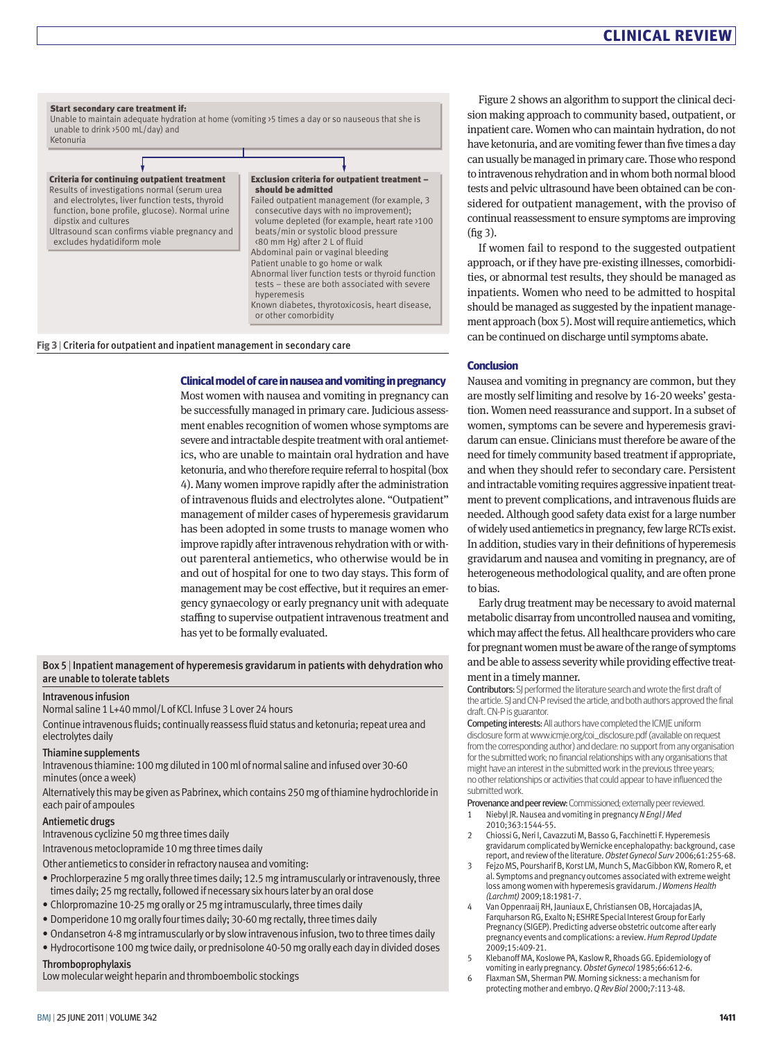**Start secondary care treatment if:**
Unable to maintain adequate hydration at home (vomiting >5 times a day or so nauseous that she is unable to drink >500 mL/day) and
Ketonuria

**Criteria for continuing outpatient treatment**
Results of investigations normal (serum urea and electrolytes, liver function tests, thyroid function, bone profile, glucose). Normal urine dipstix and cultures
Ultrasound scan confirms viable pregnancy and excludes hydatidiform mole

**Exclusion criteria for outpatient treatment – should be admitted**
Failed outpatient management (for example, 3 consecutive days with no improvement); volume depleted (for example, heart rate >100 beats/min or systolic blood pressure <80 mm Hg) after 2 L of fluid
Abdominal pain or vaginal bleeding
Patient unable to go home or walk
Abnormal liver function tests or thyroid function tests – these are both associated with severe hyperemesis
Known diabetes, thyrotoxicosis, heart disease, or other comorbidity

**Fig 3** | Criteria for outpatient and inpatient management in secondary care

### Clinical model of care in nausea and vomiting in pregnancy

Most women with nausea and vomiting in pregnancy can be successfully managed in primary care. Judicious assessment enables recognition of women whose symptoms are severe and intractable despite treatment with oral antiemetics, who are unable to maintain oral hydration and have ketonuria, and who therefore require referral to hospital (box 4). Many women improve rapidly after the administration of intravenous fluids and electrolytes alone. "Outpatient" management of milder cases of hyperemesis gravidarum has been adopted in some trusts to manage women who improve rapidly after intravenous rehydration with or without parenteral antiemetics, who otherwise would be in and out of hospital for one to two day stays. This form of management may be cost effective, but it requires an emergency gynaecology or early pregnancy unit with adequate staffing to supervise outpatient intravenous treatment and has yet to be formally evaluated.

**Box 5** | Inpatient management of hyperemesis gravidarum in patients with dehydration who are unable to tolerate tablets

**Intravenous infusion**

Normal saline 1 L+40 mmol/L of KCl. Infuse 3 L over 24 hours

Continue intravenous fluids; continually reassess fluid status and ketonuria; repeat urea and electrolytes daily

**Thiamine supplements**

Intravenous thiamine: 100 mg diluted in 100 ml of normal saline and infused over 30-60 minutes (once a week)

Alternatively this may be given as Pabrinex, which contains 250 mg of thiamine hydrochloride in each pair of ampoules

**Antiemetic drugs**

Intravenous cyclizine 50 mg three times daily

Intravenous metoclopramide 10 mg three times daily

Other antiemetics to consider in refractory nausea and vomiting:

- Prochlorperazine 5 mg orally three times daily; 12.5 mg intramuscularly or intravenously, three times daily; 25 mg rectally, followed if necessary six hours later by an oral dose
- Chlorpromazine 10-25 mg orally or 25 mg intramuscularly, three times daily
- Domperidone 10 mg orally four times daily; 30-60 mg rectally, three times daily
- Ondansetron 4-8 mg intramuscularly or by slow intravenous infusion, two to three times daily
- Hydrocortisone 100 mg twice daily, or prednisolone 40-50 mg orally each day in divided doses

**Thromboprophylaxis**

Low molecular weight heparin and thromboembolic stockings

Figure 2 shows an algorithm to support the clinical decision making approach to community based, outpatient, or inpatient care. Women who can maintain hydration, do not have ketonuria, and are vomiting fewer than five times a day can usually be managed in primary care. Those who respond to intravenous rehydration and in whom both normal blood tests and pelvic ultrasound have been obtained can be considered for outpatient management, with the proviso of continual reassessment to ensure symptoms are improving (fig 3).

If women fail to respond to the suggested outpatient approach, or if they have pre-existing illnesses, comorbidities, or abnormal test results, they should be managed as inpatients. Women who need to be admitted to hospital should be managed as suggested by the inpatient management approach (box 5). Most will require antiemetics, which can be continued on discharge until symptoms abate.

### Conclusion

Nausea and vomiting in pregnancy are common, but they are mostly self limiting and resolve by 16-20 weeks' gestation. Women need reassurance and support. In a subset of women, symptoms can be severe and hyperemesis gravidarum can ensue. Clinicians must therefore be aware of the need for timely community based treatment if appropriate, and when they should refer to secondary care. Persistent and intractable vomiting requires aggressive inpatient treatment to prevent complications, and intravenous fluids are needed. Although good safety data exist for a large number of widely used antiemetics in pregnancy, few large RCTs exist. In addition, studies vary in their definitions of hyperemesis gravidarum and nausea and vomiting in pregnancy, are of heterogeneous methodological quality, and are often prone to bias.

Early drug treatment may be necessary to avoid maternal metabolic disarray from uncontrolled nausea and vomiting, which may affect the fetus. All healthcare providers who care for pregnant women must be aware of the range of symptoms and be able to assess severity while providing effective treatment in a timely manner.

**Contributors:** SJ performed the literature search and wrote the first draft of the article. SJ and CN-P revised the article, and both authors approved the final draft. CN-P is guarantor.

**Competing interests:** All authors have completed the ICMJE uniform disclosure form at www.icmje.org/coi_disclosure.pdf (available on request from the corresponding author) and declare: no support from any organisation for the submitted work; no financial relationships with any organisations that might have an interest in the submitted work in the previous three years; no other relationships or activities that could appear to have influenced the submitted work.

**Provenance and peer review:** Commissioned; externally peer reviewed.

1. Niebyl JR. Nausea and vomiting in pregnancy *N Engl J Med* 2010;363:1544-55.
2. Chiossi G, Neri I, Cavazzuti M, Basso G, Facchinetti F. Hyperemesis gravidarum complicated by Wernicke encephalopathy: background, case report, and review of the literature. *Obstet Gynecol Surv* 2006;61:255-68.
3. Fejzo MS, Poursharif B, Korst LM, Munch S, MacGibbon KW, Romero R, et al. Symptoms and pregnancy outcomes associated with extreme weight loss among women with hyperemesis gravidarum. *J Womens Health (Larchmt)* 2009;18:1981-7.
4. Van Oppenraaij RH, Jauniaux E, Christiansen OB, Horcajadas JA, Farquharson RG, Exalto N; ESHRE Special Interest Group for Early Pregnancy (SIGEP). Predicting adverse obstetric outcome after early pregnancy events and complications: a review. *Hum Reprod Update* 2009;15:409-21.
5. Klebanoff MA, Koslowe PA, Kaslow R, Rhoads GG. Epidemiology of vomiting in early pregnancy. *Obstet Gynecol* 1985;66:612-6.
6. Flaxman SM, Sherman PW. Morning sickness: a mechanism for protecting mother and embryo. *Q Rev Biol* 2000;7:113-48.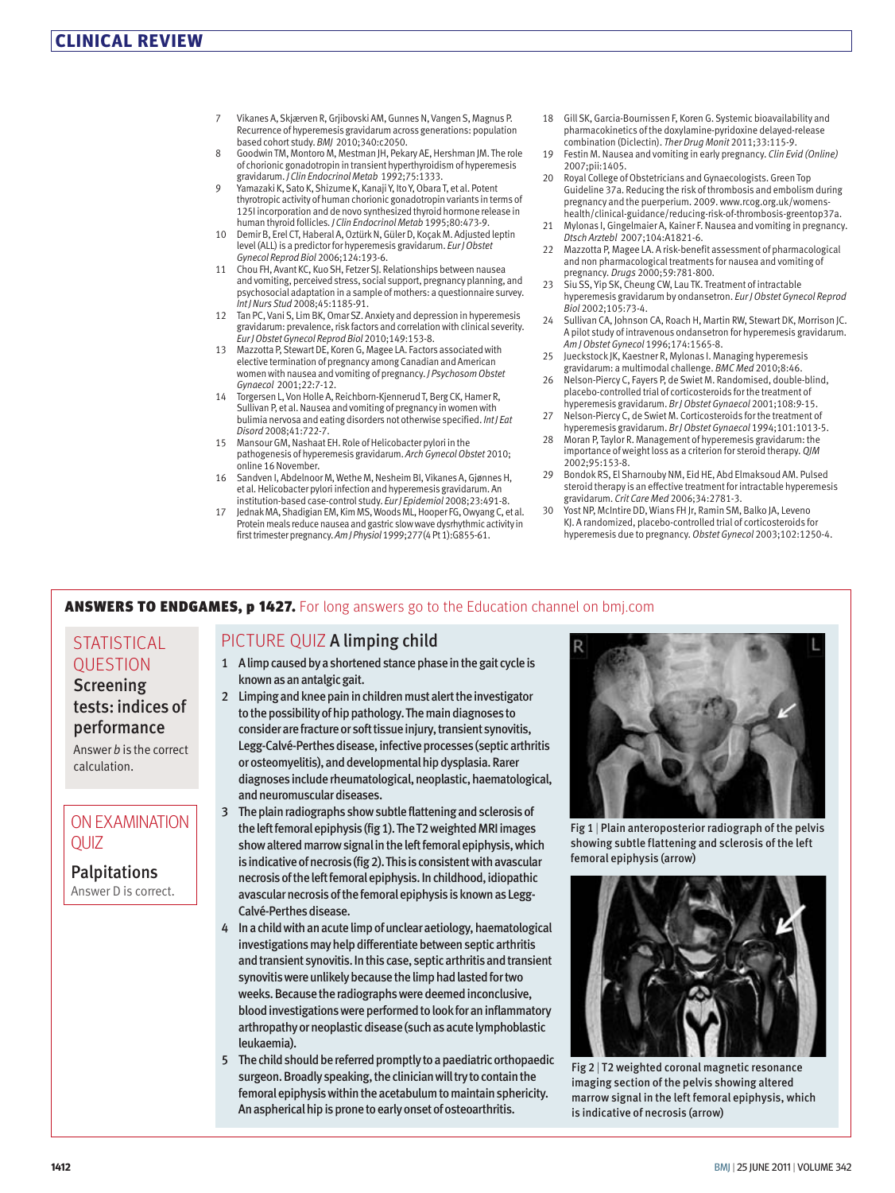7 Vikanes A, Skjærven R, Grjibovski AM, Gunnes N, Vangen S, Magnus P. Recurrence of hyperemesis gravidarum across generations: population based cohort study. *BMJ* 2010;340:c2050.

8 Goodwin TM, Montoro M, Mestman JH, Pekary AE, Hershman JM. The role of chorionic gonadotropin in transient hyperthyroidism of hyperemesis gravidarum. *J Clin Endocrinol Metab* 1992;75:1333.

9 Yamazaki K, Sato K, Shizume K, Kanaji Y, Ito Y, Obara T, et al. Potent thyrotropic activity of human chorionic gonadotropin variants in terms of 125I incorporation and de novo synthesized thyroid hormone release in human thyroid follicles. *J Clin Endocrinol Metab* 1995;80:473-9.

10 Demir B, Erel CT, Haberal A, Oztürk N, Güler D, Koçak M. Adjusted leptin level (ALL) is a predictor for hyperemesis gravidarum. *Eur J Obstet Gynecol Reprod Biol* 2006;124:193-6.

11 Chou FH, Avant KC, Kuo SH, Fetzer SJ. Relationships between nausea and vomiting, perceived stress, social support, pregnancy planning, and psychosocial adaptation in a sample of mothers: a questionnaire survey. *Int J Nurs Stud* 2008;45:1185-91.

12 Tan PC, Vani S, Lim BK, Omar SZ. Anxiety and depression in hyperemesis gravidarum: prevalence, risk factors and correlation with clinical severity. *Eur J Obstet Gynecol Reprod Biol* 2010;149:153-8.

13 Mazzotta P, Stewart DE, Koren G, Magee LA. Factors associated with elective termination of pregnancy among Canadian and American women with nausea and vomiting of pregnancy. *J Psychosom Obstet Gynaecol* 2001;22:7-12.

14 Torgersen L, Von Holle A, Reichborn-Kjennerud T, Berg CK, Hamer R, Sullivan P, et al. Nausea and vomiting of pregnancy in women with bulimia nervosa and eating disorders not otherwise specified. *Int J Eat Disord* 2008;41:722-7.

15 Mansour GM, Nashaat EH. Role of Helicobacter pylori in the pathogenesis of hyperemesis gravidarum. *Arch Gynecol Obstet* 2010; online 16 November.

16 Sandven I, Abdelnoor M, Wethe M, Nesheim BI, Vikanes A, Gjønnes H, et al. Helicobacter pylori infection and hyperemesis gravidarum. An institution-based case-control study. *Eur J Epidemiol* 2008;23:491-8.

17 Jednak MA, Shadigian EM, Kim MS, Woods ML, Hooper FG, Owyang C, et al. Protein meals reduce nausea and gastric slow wave dysrhythmic activity in first trimester pregnancy. *Am J Physiol* 1999;277(4 Pt 1):G855-61.

18 Gill SK, Garcia-Bournissen F, Koren G. Systemic bioavailability and pharmacokinetics of the doxylamine-pyridoxine delayed-release combination (Diclectin). *Ther Drug Monit* 2011;33:115-9.

19 Festin M. Nausea and vomiting in early pregnancy. *Clin Evid (Online)* 2007;pii:1405.

20 Royal College of Obstetricians and Gynaecologists. Green Top Guideline 37a. Reducing the risk of thrombosis and embolism during pregnancy and the puerperium. 2009. www.rcog.org.uk/womens-health/clinical-guidance/reducing-risk-of-thrombosis-greentop37a.

21 Mylonas I, Gingelmaier A, Kainer F. Nausea and vomiting in pregnancy. *Dtsch Arztebl* 2007;104:A1821-6.

22 Mazzotta P, Magee LA. A risk-benefit assessment of pharmacological and non pharmacological treatments for nausea and vomiting of pregnancy. *Drugs* 2000;59:781-800.

23 Siu SS, Yip SK, Cheung CW, Lau TK. Treatment of intractable hyperemesis gravidarum by ondansetron. *Eur J Obstet Gynecol Reprod Biol* 2002;105:73-4.

24 Sullivan CA, Johnson CA, Roach H, Martin RW, Stewart DK, Morrison JC. A pilot study of intravenous ondansetron for hyperemesis gravidarum. *Am J Obstet Gynecol* 1996;174:1565-8.

25 Jueckstock JK, Kaestner R, Mylonas I. Managing hyperemesis gravidarum: a multimodal challenge. *BMC Med* 2010;8:46.

26 Nelson-Piercy C, Fayers P, de Swiet M. Randomised, double-blind, placebo-controlled trial of corticosteroids for the treatment of hyperemesis gravidarum. *Br J Obstet Gynaecol* 2001;108:9-15.

27 Nelson-Piercy C, de Swiet M. Corticosteroids for the treatment of hyperemesis gravidarum. *Br J Obstet Gynaecol* 1994;101:1013-5.

28 Moran P, Taylor R. Management of hyperemesis gravidarum: the importance of weight loss as a criterion for steroid therapy. *QJM* 2002;95:153-8.

29 Bondok RS, El Sharnouby NM, Eid HE, Abd Elmaksoud AM. Pulsed steroid therapy is an effective treatment for intractable hyperemesis gravidarum. *Crit Care Med* 2006;34:2781-3.

30 Yost NP, McIntire DD, Wians FH Jr, Ramin SM, Balko JA, Leveno KJ. A randomized, placebo-controlled trial of corticosteroids for hyperemesis due to pregnancy. *Obstet Gynecol* 2003;102:1250-4.

## ANSWERS TO ENDGAMES, p 1427. For long answers go to the Education channel on bmj.com

### STATISTICAL QUESTION

**Screening tests: indices of performance**

Answer *b* is the correct calculation.

### ON EXAMINATION QUIZ

**Palpitations**

Answer D is correct.

### PICTURE QUIZ A limping child

1. A limp caused by a shortened stance phase in the gait cycle is known as an antalgic gait.
2. Limping and knee pain in children must alert the investigator to the possibility of hip pathology. The main diagnoses to consider are fracture or soft tissue injury, transient synovitis, Legg-Calvé-Perthes disease, infective processes (septic arthritis or osteomyelitis), and developmental hip dysplasia. Rarer diagnoses include rheumatological, neoplastic, haematological, and neuromuscular diseases.
3. The plain radiographs show subtle flattening and sclerosis of the left femoral epiphysis (fig 1). The T2 weighted MRI images show altered marrow signal in the left femoral epiphysis, which is indicative of necrosis (fig 2). This is consistent with avascular necrosis of the left femoral epiphysis. In childhood, idiopathic avascular necrosis of the femoral epiphysis is known as Legg-Calvé-Perthes disease.
4. In a child with an acute limp of unclear aetiology, haematological investigations may help differentiate between septic arthritis and transient synovitis. In this case, septic arthritis and transient synovitis were unlikely because the limp had lasted for two weeks. Because the radiographs were deemed inconclusive, blood investigations were performed to look for an inflammatory arthropathy or neoplastic disease (such as acute lymphoblastic leukaemia).
5. The child should be referred promptly to a paediatric orthopaedic surgeon. Broadly speaking, the clinician will try to contain the femoral epiphysis within the acetabulum to maintain sphericity. An aspherical hip is prone to early onset of osteoarthritis.

Fig 1 | Plain anteroposterior radiograph of the pelvis showing subtle flattening and sclerosis of the left femoral epiphysis (arrow)

Fig 2 | T2 weighted coronal magnetic resonance imaging section of the pelvis showing altered marrow signal in the left femoral epiphysis, which is indicative of necrosis (arrow)